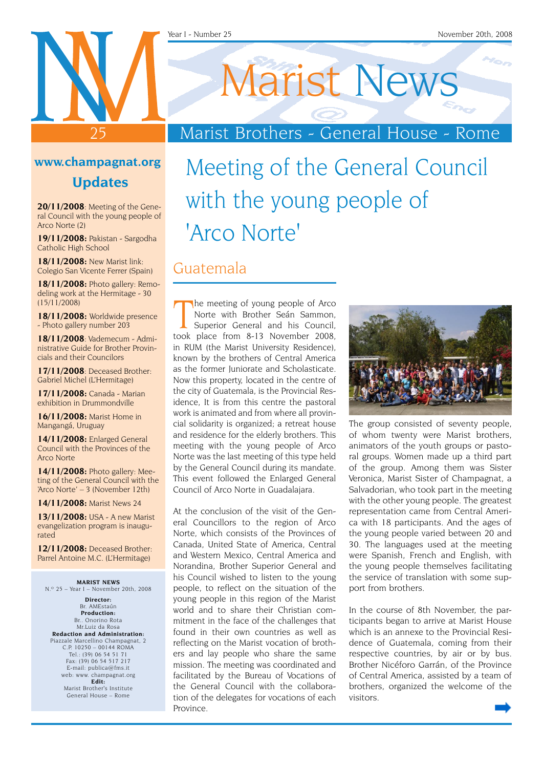# Marist News

Marist Brothers - General House - Rome

# Meeting of the General Council with the young people of 'Arco Norte'

## Guatemala

The meeting of young people of Arco Norte with Brother Seán Sammon, Superior General and his Council, took place from 8-13 November 2008, in RUM (the Marist University Residence), known by the brothers of Central America as the former Juniorate and Scholasticate. Now this property, located in the centre of the city of Guatemala, is the Provincial Residence, It is from this centre the pastoral work is animated and from where all provincial solidarity is organized; a retreat house and residence for the elderly brothers. This meeting with the young people of Arco Norte was the last meeting of this type held by the General Council during its mandate. This event followed the Enlarged General Council of Arco Norte in Guadalajara.

At the conclusion of the visit of the General Councillors to the region of Arco Norte, which consists of the Provinces of Canada, United State of America, Central and Western Mexico, Central America and Norandina, Brother Superior General and his Council wished to listen to the young people, to reflect on the situation of the young people in this region of the Marist world and to share their Christian commitment in the face of the challenges that found in their own countries as well as reflecting on the Marist vocation of brothers and lay people who share the same mission. The meeting was coordinated and facilitated by the Bureau of Vocations of the General Council with the collaboration of the delegates for vocations of each Province.

The group consisted of seventy people, of whom twenty were Marist brothers, animators of the youth groups or pastoral groups. Women made up a third part of the group. Among them was Sister Veronica, Marist Sister of Champagnat, a Salvadorian, who took part in the meeting with the other young people. The greatest representation came from Central America with 18 participants. And the ages of the young people varied between 20 and 30. The languages used at the meeting were Spanish, French and English, with the young people themselves facilitating the service of translation with some support from brothers.

In the course of 8th November, the participants began to arrive at Marist House which is an annexe to the Provincial Residence of Guatemala, coming from their respective countries, by air or by bus. Brother Nicéforo Garrán, of the Province of Central America, assisted by a team of brothers, organized the welcome of the visitors.

---

## www.champagnat.org
## Updates

**20/11/2008**: Meeting of the General Council with the young people of Arco Norte (2)

**19/11/2008:** Pakistan - Sargodha Catholic High School

**18/11/2008:** New Marist link: Colegio San Vicente Ferrer (Spain)

**18/11/2008:** Photo gallery: Remodeling work at the Hermitage - 30 (15/11/2008)

**18/11/2008:** Worldwide presence - Photo gallery number 203

**18/11/2008**: Vademecum - Administrative Guide for Brother Provincials and their Councilors

**17/11/2008**: Deceased Brother: Gabriel Michel (L'Hermitage)

**17/11/2008:** Canada - Marian exhibition in Drummondville

**16/11/2008:** Marist Home in Mangangá, Uruguay

**14/11/2008:** Enlarged General Council with the Provinces of the Arco Norte

**14/11/2008:** Photo gallery: Meeting of the General Council with the 'Arco Norte' – 3 (November 12th)

**14/11/2008:** Marist News 24

**13/11/2008:** USA - A new Marist evangelization program is inaugurated

**12/11/2008:** Deceased Brother: Parrel Antoine M.C. (L'Hermitage)

**MARIST NEWS**
N.º 25 – Year I – November 20th, 2008

**Director:** Br. AMEstaún
**Production:** Br.. Onorino Rota, Mr.Luiz da Rosa
**Redaction and Administration:** Piazzale Marcellino Champagnat, 2, C.P. 10250 – 00144 ROMA
Tel.: (39) 06 54 51 71
Fax: (39) 06 54 517 217
E-mail: publica@fms.it
web: www. champagnat.org
**Edit:** Marist Brother's Institute, General House – Rome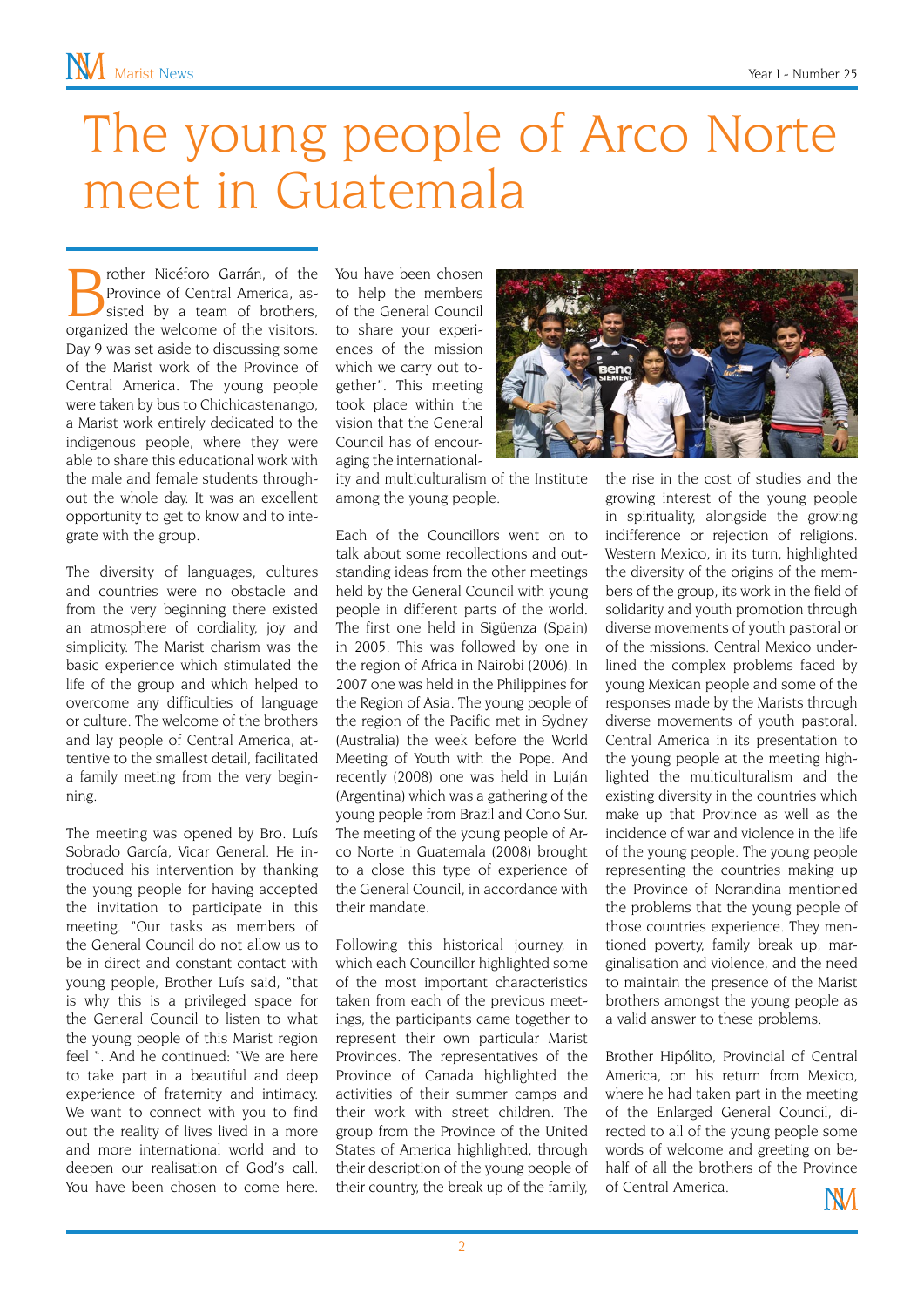# The young people of Arco Norte meet in Guatemala

Brother Nicéforo Garrán, of the Province of Central America, assisted by a team of brothers, organized the welcome of the visitors. Day 9 was set aside to discussing some of the Marist work of the Province of Central America. The young people were taken by bus to Chichicastenango, a Marist work entirely dedicated to the indigenous people, where they were able to share this educational work with the male and female students throughout the whole day. It was an excellent opportunity to get to know and to integrate with the group.

The diversity of languages, cultures and countries were no obstacle and from the very beginning there existed an atmosphere of cordiality, joy and simplicity. The Marist charism was the basic experience which stimulated the life of the group and which helped to overcome any difficulties of language or culture. The welcome of the brothers and lay people of Central America, attentive to the smallest detail, facilitated a family meeting from the very beginning.

The meeting was opened by Bro. Luís Sobrado García, Vicar General. He introduced his intervention by thanking the young people for having accepted the invitation to participate in this meeting. "Our tasks as members of the General Council do not allow us to be in direct and constant contact with young people, Brother Luís said, "that is why this is a privileged space for the General Council to listen to what the young people of this Marist region feel ". And he continued: "We are here to take part in a beautiful and deep experience of fraternity and intimacy. We want to connect with you to find out the reality of lives lived in a more and more international world and to deepen our realisation of God's call. You have been chosen to come here. You have been chosen to help the members of the General Council to share your experiences of the mission which we carry out together". This meeting took place within the vision that the General Council has of encouraging the internationality and multiculturalism of the Institute among the young people.

Each of the Councillors went on to talk about some recollections and outstanding ideas from the other meetings held by the General Council with young people in different parts of the world. The first one held in Sigüenza (Spain) in 2005. This was followed by one in the region of Africa in Nairobi (2006). In 2007 one was held in the Philippines for the Region of Asia. The young people of the region of the Pacific met in Sydney (Australia) the week before the World Meeting of Youth with the Pope. And recently (2008) one was held in Luján (Argentina) which was a gathering of the young people from Brazil and Cono Sur. The meeting of the young people of Arco Norte in Guatemala (2008) brought to a close this type of experience of the General Council, in accordance with their mandate.

Following this historical journey, in which each Councillor highlighted some of the most important characteristics taken from each of the previous meetings, the participants came together to represent their own particular Marist Provinces. The representatives of the Province of Canada highlighted the activities of their summer camps and their work with street children. The group from the Province of the United States of America highlighted, through their description of the young people of their country, the break up of the family, the rise in the cost of studies and the growing interest of the young people in spirituality, alongside the growing indifference or rejection of religions. Western Mexico, in its turn, highlighted the diversity of the origins of the members of the group, its work in the field of solidarity and youth promotion through diverse movements of youth pastoral or of the missions. Central Mexico underlined the complex problems faced by young Mexican people and some of the responses made by the Marists through diverse movements of youth pastoral. Central America in its presentation to the young people at the meeting highlighted the multiculturalism and the existing diversity in the countries which make up that Province as well as the incidence of war and violence in the life of the young people. The young people representing the countries making up the Province of Norandina mentioned the problems that the young people of those countries experience. They mentioned poverty, family break up, marginalisation and violence, and the need to maintain the presence of the Marist brothers amongst the young people as a valid answer to these problems.

Brother Hipólito, Provincial of Central America, on his return from Mexico, where he had taken part in the meeting of the Enlarged General Council, directed to all of the young people some words of welcome and greeting on behalf of all the brothers of the Province of Central America.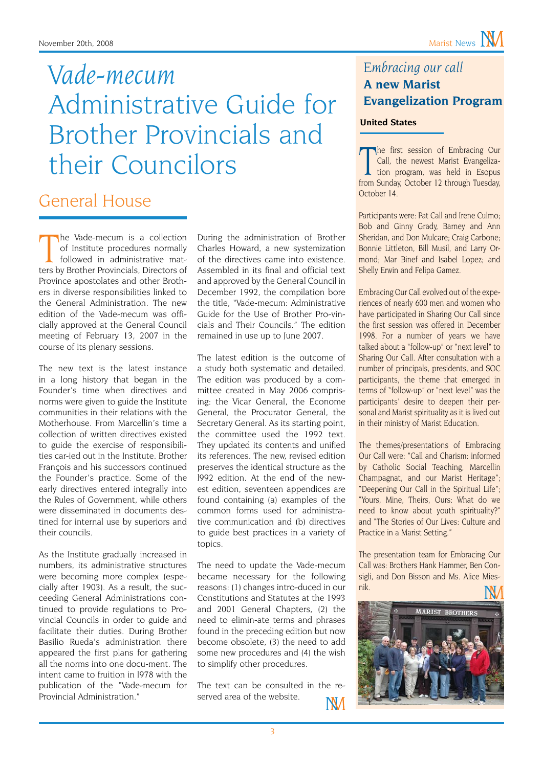# *Vade-mecum* Administrative Guide for Brother Provincials and their Councilors

## General House

The Vade-mecum is a collection of Institute procedures normally followed in administrative matters by Brother Provincials, Directors of Province apostolates and other Brothers in diverse responsibilities linked to the General Administration. The new edition of the Vade-mecum was officially approved at the General Council meeting of February 13, 2007 in the course of its plenary sessions.

The new text is the latest instance in a long history that began in the Founder's time when directives and norms were given to guide the Institute communities in their relations with the Motherhouse. From Marcellin's time a collection of written directives existed to guide the exercise of responsibilities car-ied out in the Institute. Brother François and his successors continued the Founder's practice. Some of the early directives entered integrally into the Rules of Government, while others were disseminated in documents destined for internal use by superiors and their councils.

As the Institute gradually increased in numbers, its administrative structures were becoming more complex (especially after 1903). As a result, the succeeding General Administrations continued to provide regulations to Provincial Councils in order to guide and facilitate their duties. During Brother Basilio Rueda's administration there appeared the first plans for gathering all the norms into one docu-ment. The intent came to fruition in l978 with the publication of the "Vade-mecum for Provincial Administration."

During the administration of Brother Charles Howard, a new systemization of the directives came into existence. Assembled in its final and official text and approved by the General Council in December 1992, the compilation bore the title, "Vade-mecum: Administrative Guide for the Use of Brother Pro-vincials and Their Councils." The edition remained in use up to June 2007.

The latest edition is the outcome of a study both systematic and detailed. The edition was produced by a committee created in May 2006 comprising: the Vicar General, the Econome General, the Procurator General, the Secretary General. As its starting point, the committee used the 1992 text. They updated its contents and unified its references. The new, revised edition preserves the identical structure as the l992 edition. At the end of the newest edition, seventeen appendices are found containing (a) examples of the common forms used for administrative communication and (b) directives to guide best practices in a variety of topics.

The need to update the Vade-mecum became necessary for the following reasons: (1) changes intro-duced in our Constitutions and Statutes at the 1993 and 2001 General Chapters, (2) the need to elimin-ate terms and phrases found in the preceding edition but now become obsolete, (3) the need to add some new procedures and (4) the wish to simplify other procedures.

The text can be consulted in the reserved area of the website.

---

## *Embracing our call*
## **A new Marist Evangelization Program**

**United States**

The first session of Embracing Our Call, the newest Marist Evangelization program, was held in Esopus from Sunday, October 12 through Tuesday, October 14.

Participants were: Pat Call and Irene Culmo; Bob and Ginny Grady, Barney and Ann Sheridan, and Don Mulcare; Craig Carbone; Bonnie Littleton, Bill Musil, and Larry Ormond; Mar Binef and Isabel Lopez; and Shelly Erwin and Felipa Gamez.

Embracing Our Call evolved out of the experiences of nearly 600 men and women who have participated in Sharing Our Call since the first session was offered in December 1998. For a number of years we have talked about a "follow-up" or "next level" to Sharing Our Call. After consultation with a number of principals, presidents, and SOC participants, the theme that emerged in terms of "follow-up" or "next level" was the participants' desire to deepen their personal and Marist spirituality as it is lived out in their ministry of Marist Education.

The themes/presentations of Embracing Our Call were: "Call and Charism: informed by Catholic Social Teaching, Marcellin Champagnat, and our Marist Heritage"; "Deepening Our Call in the Spiritual Life"; "Yours, Mine, Theirs, Ours: What do we need to know about youth spirituality?" and "The Stories of Our Lives: Culture and Practice in a Marist Setting."

The presentation team for Embracing Our Call was: Brothers Hank Hammer, Ben Consigli, and Don Bisson and Ms. Alice Miesnik.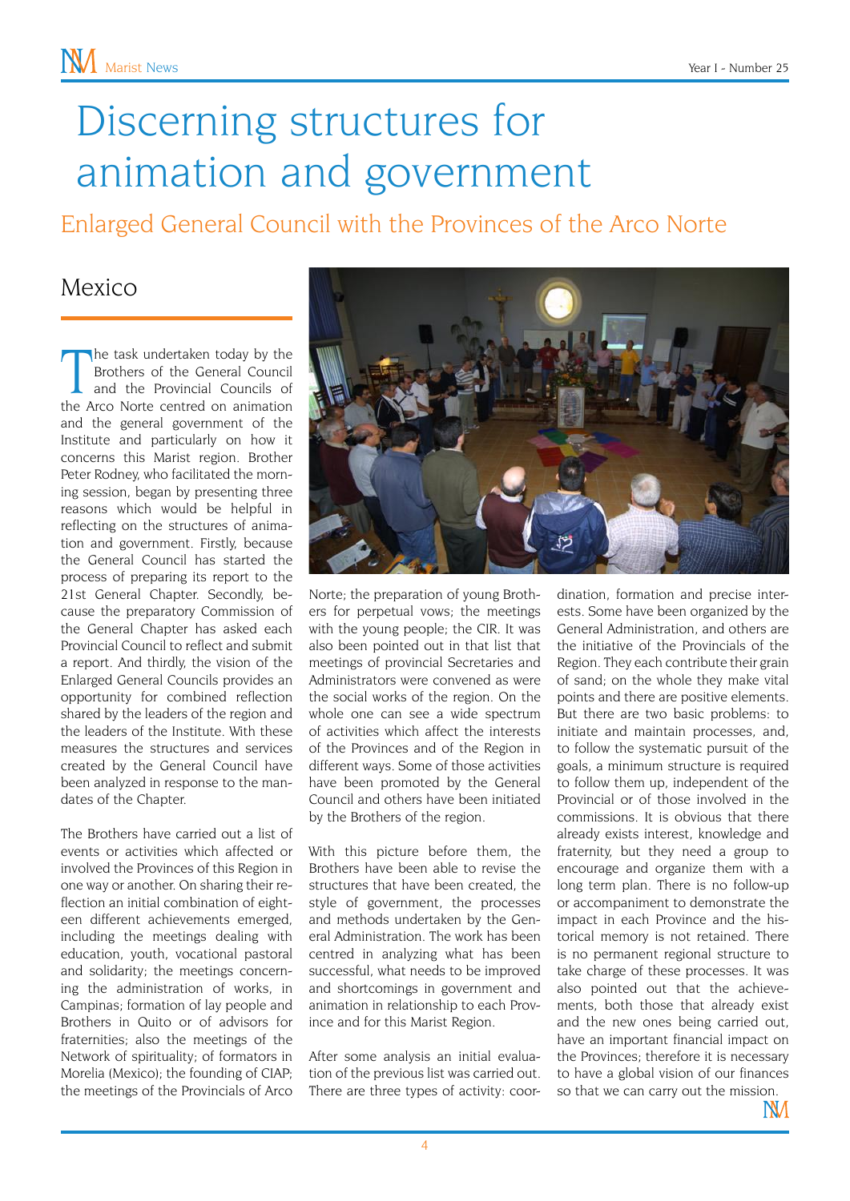# Discerning structures for animation and government

## Enlarged General Council with the Provinces of the Arco Norte

### Mexico

The task undertaken today by the Brothers of the General Council and the Provincial Councils of the Arco Norte centred on animation and the general government of the Institute and particularly on how it concerns this Marist region. Brother Peter Rodney, who facilitated the morning session, began by presenting three reasons which would be helpful in reflecting on the structures of animation and government. Firstly, because the General Council has started the process of preparing its report to the 21st General Chapter. Secondly, because the preparatory Commission of the General Chapter has asked each Provincial Council to reflect and submit a report. And thirdly, the vision of the Enlarged General Councils provides an opportunity for combined reflection shared by the leaders of the region and the leaders of the Institute. With these measures the structures and services created by the General Council have been analyzed in response to the mandates of the Chapter.

The Brothers have carried out a list of events or activities which affected or involved the Provinces of this Region in one way or another. On sharing their reflection an initial combination of eighteen different achievements emerged, including the meetings dealing with education, youth, vocational pastoral and solidarity; the meetings concerning the administration of works, in Campinas; formation of lay people and Brothers in Quito or of advisors for fraternities; also the meetings of the Network of spirituality; of formators in Morelia (Mexico); the founding of CIAP; the meetings of the Provincials of Arco Norte; the preparation of young Brothers for perpetual vows; the meetings with the young people; the CIR. It was also been pointed out in that list that meetings of provincial Secretaries and Administrators were convened as were the social works of the region. On the whole one can see a wide spectrum of activities which affect the interests of the Provinces and of the Region in different ways. Some of those activities have been promoted by the General Council and others have been initiated by the Brothers of the region.

With this picture before them, the Brothers have been able to revise the structures that have been created, the style of government, the processes and methods undertaken by the General Administration. The work has been centred in analyzing what has been successful, what needs to be improved and shortcomings in government and animation in relationship to each Province and for this Marist Region.

After some analysis an initial evaluation of the previous list was carried out. There are three types of activity: coordination, formation and precise interests. Some have been organized by the General Administration, and others are the initiative of the Provincials of the Region. They each contribute their grain of sand; on the whole they make vital points and there are positive elements. But there are two basic problems: to initiate and maintain processes, and, to follow the systematic pursuit of the goals, a minimum structure is required to follow them up, independent of the Provincial or of those involved in the commissions. It is obvious that there already exists interest, knowledge and fraternity, but they need a group to encourage and organize them with a long term plan. There is no follow-up or accompaniment to demonstrate the impact in each Province and the historical memory is not retained. There is no permanent regional structure to take charge of these processes. It was also pointed out that the achievements, both those that already exist and the new ones being carried out, have an important financial impact on the Provinces; therefore it is necessary to have a global vision of our finances so that we can carry out the mission.